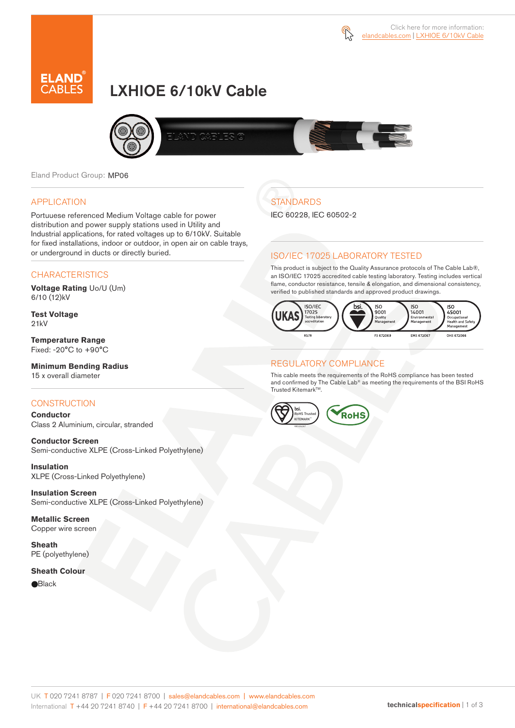Click here for more information: elandcables.com | LXHIOE 6/10kV Cable

# LXHIOE 6/10kV Cable

Eland Product Group: MP06

## APPLICATION

Portuese referenced Medium Voltage cable for power distribution and power supply stations used in Utility and Industrial applications, for rated voltages up to 6/10kV. Suitable for fixed installations, indoor or outdoor, in open air on cable trays, or underground in ducts or directly buried.

## CHARACTERISTICS

**Voltage Rating** Uo/U (Um)
6/10 (12)kV

**Test Voltage**
21kV

**Temperature Range**
Fixed: -20°C to +90°C

**Minimum Bending Radius**
15 x overall diameter

## CONSTRUCTION

**Conductor**
Class 2 Aluminium, circular, stranded

**Conductor Screen**
Semi-conductive XLPE (Cross-Linked Polyethylene)

**Insulation**
XLPE (Cross-Linked Polyethylene)

**Insulation Screen**
Semi-conductive XLPE (Cross-Linked Polyethylene)

**Metallic Screen**
Copper wire screen

**Sheath**
PE (polyethylene)

**Sheath Colour**
●Black

## STANDARDS

IEC 60228, IEC 60502-2

## ISO/IEC 17025 LABORATORY TESTED

This product is subject to the Quality Assurance protocols of The Cable Lab®, an ISO/IEC 17025 accredited cable testing laboratory. Testing includes vertical flame, conductor resistance, tensile & elongation, and dimensional consistency, verified to published standards and approved product drawings.

UKAS ISO/IEC 17025 Testing laboratory accreditation 8578 | bsi ISO 9001 Quality Management FS 672069 | ISO 14001 Environmental Management EMS 672067 | ISO 45001 Occupational Health and Safety Management OHS 672066

## REGULATORY COMPLIANCE

This cable meets the requirements of the RoHS compliance has been tested and confirmed by The Cable Lab® as meeting the requirements of the BSI RoHS Trusted Kitemark™.

bsi RoHS Trusted KITEMARK™ | RoHS

UK T 020 7241 8787 | F 020 7241 8700 | sales@elandcables.com | www.elandcables.com
International T +44 20 7241 8740 | F +44 20 7241 8700 | international@elandcables.com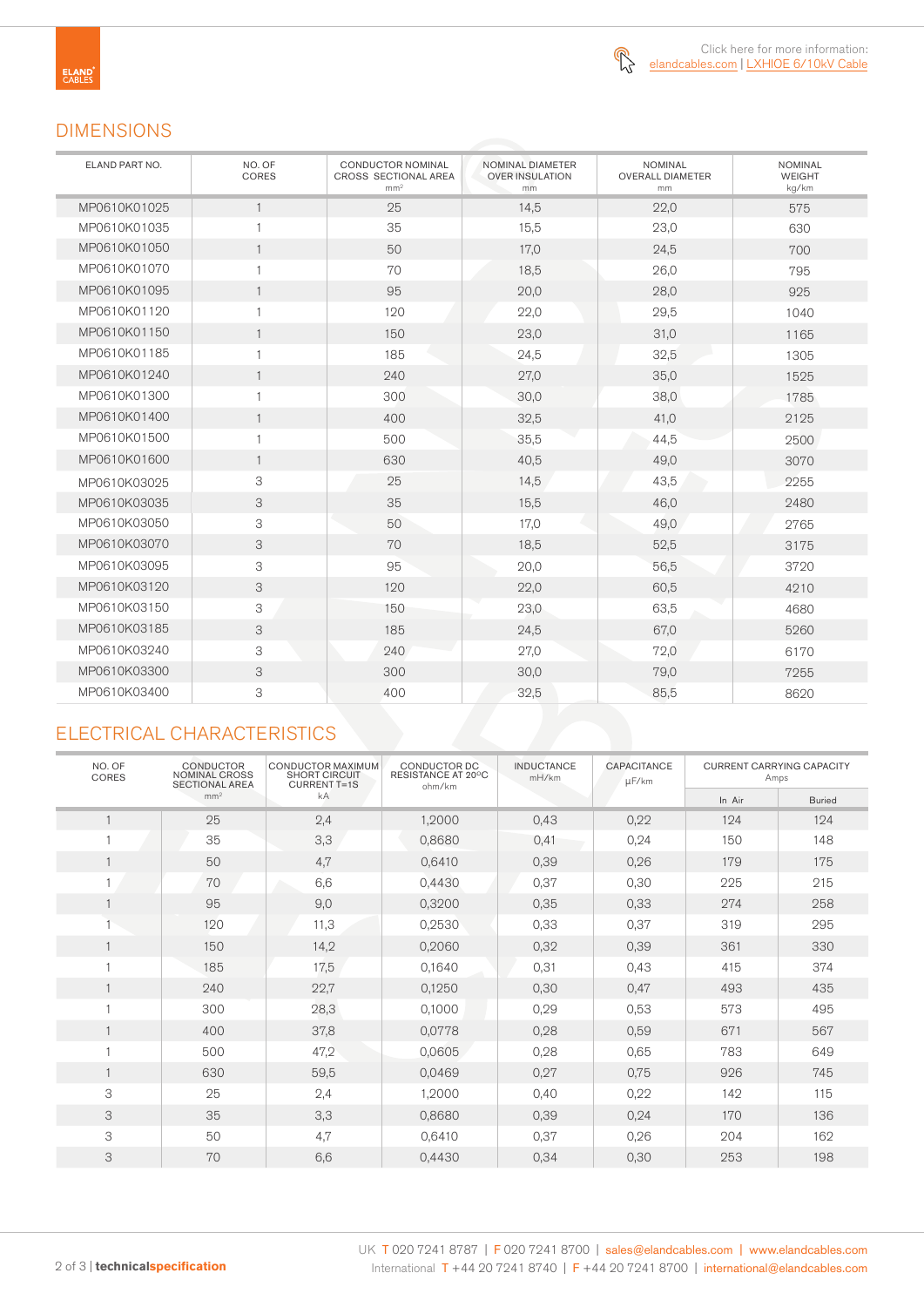Click here for more information: elandcables.com | LXHIOE 6/10kV Cable

## DIMENSIONS

| ELAND PART NO. | NO. OF CORES | CONDUCTOR NOMINAL CROSS SECTIONAL AREA mm² | NOMINAL DIAMETER OVER INSULATION mm | NOMINAL OVERALL DIAMETER mm | NOMINAL WEIGHT kg/km |
|---|---|---|---|---|---|
| MP0610K01025 | 1 | 25 | 14,5 | 22,0 | 575 |
| MP0610K01035 | 1 | 35 | 15,5 | 23,0 | 630 |
| MP0610K01050 | 1 | 50 | 17,0 | 24,5 | 700 |
| MP0610K01070 | 1 | 70 | 18,5 | 26,0 | 795 |
| MP0610K01095 | 1 | 95 | 20,0 | 28,0 | 925 |
| MP0610K01120 | 1 | 120 | 22,0 | 29,5 | 1040 |
| MP0610K01150 | 1 | 150 | 23,0 | 31,0 | 1165 |
| MP0610K01185 | 1 | 185 | 24,5 | 32,5 | 1305 |
| MP0610K01240 | 1 | 240 | 27,0 | 35,0 | 1525 |
| MP0610K01300 | 1 | 300 | 30,0 | 38,0 | 1785 |
| MP0610K01400 | 1 | 400 | 32,5 | 41,0 | 2125 |
| MP0610K01500 | 1 | 500 | 35,5 | 44,5 | 2500 |
| MP0610K01600 | 1 | 630 | 40,5 | 49,0 | 3070 |
| MP0610K03025 | 3 | 25 | 14,5 | 43,5 | 2255 |
| MP0610K03035 | 3 | 35 | 15,5 | 46,0 | 2480 |
| MP0610K03050 | 3 | 50 | 17,0 | 49,0 | 2765 |
| MP0610K03070 | 3 | 70 | 18,5 | 52,5 | 3175 |
| MP0610K03095 | 3 | 95 | 20,0 | 56,5 | 3720 |
| MP0610K03120 | 3 | 120 | 22,0 | 60,5 | 4210 |
| MP0610K03150 | 3 | 150 | 23,0 | 63,5 | 4680 |
| MP0610K03185 | 3 | 185 | 24,5 | 67,0 | 5260 |
| MP0610K03240 | 3 | 240 | 27,0 | 72,0 | 6170 |
| MP0610K03300 | 3 | 300 | 30,0 | 79,0 | 7255 |
| MP0610K03400 | 3 | 400 | 32,5 | 85,5 | 8620 |

## ELECTRICAL CHARACTERISTICS

| NO. OF CORES | CONDUCTOR NOMINAL CROSS SECTIONAL AREA mm² | CONDUCTOR MAXIMUM SHORT CIRCUIT CURRENT T=1S kA | CONDUCTOR DC RESISTANCE AT 20ºC ohm/km | INDUCTANCE mH/km | CAPACITANCE µF/km | CURRENT CARRYING CAPACITY Amps | |
|---|---|---|---|---|---|---|---|
| | | | | | | In Air | Buried |
| 1 | 25 | 2,4 | 1,2000 | 0,43 | 0,22 | 124 | 124 |
| 1 | 35 | 3,3 | 0,8680 | 0,41 | 0,24 | 150 | 148 |
| 1 | 50 | 4,7 | 0,6410 | 0,39 | 0,26 | 179 | 175 |
| 1 | 70 | 6,6 | 0,4430 | 0,37 | 0,30 | 225 | 215 |
| 1 | 95 | 9,0 | 0,3200 | 0,35 | 0,33 | 274 | 258 |
| 1 | 120 | 11,3 | 0,2530 | 0,33 | 0,37 | 319 | 295 |
| 1 | 150 | 14,2 | 0,2060 | 0,32 | 0,39 | 361 | 330 |
| 1 | 185 | 17,5 | 0,1640 | 0,31 | 0,43 | 415 | 374 |
| 1 | 240 | 22,7 | 0,1250 | 0,30 | 0,47 | 493 | 435 |
| 1 | 300 | 28,3 | 0,1000 | 0,29 | 0,53 | 573 | 495 |
| 1 | 400 | 37,8 | 0,0778 | 0,28 | 0,59 | 671 | 567 |
| 1 | 500 | 47,2 | 0,0605 | 0,28 | 0,65 | 783 | 649 |
| 1 | 630 | 59,5 | 0,0469 | 0,27 | 0,75 | 926 | 745 |
| 3 | 25 | 2,4 | 1,2000 | 0,40 | 0,22 | 142 | 115 |
| 3 | 35 | 3,3 | 0,8680 | 0,39 | 0,24 | 170 | 136 |
| 3 | 50 | 4,7 | 0,6410 | 0,37 | 0,26 | 204 | 162 |
| 3 | 70 | 6,6 | 0,4430 | 0,34 | 0,30 | 253 | 198 |

UK T 020 7241 8787 | F 020 7241 8700 | sales@elandcables.com | www.elandcables.com
International T +44 20 7241 8740 | F +44 20 7241 8700 | international@elandcables.com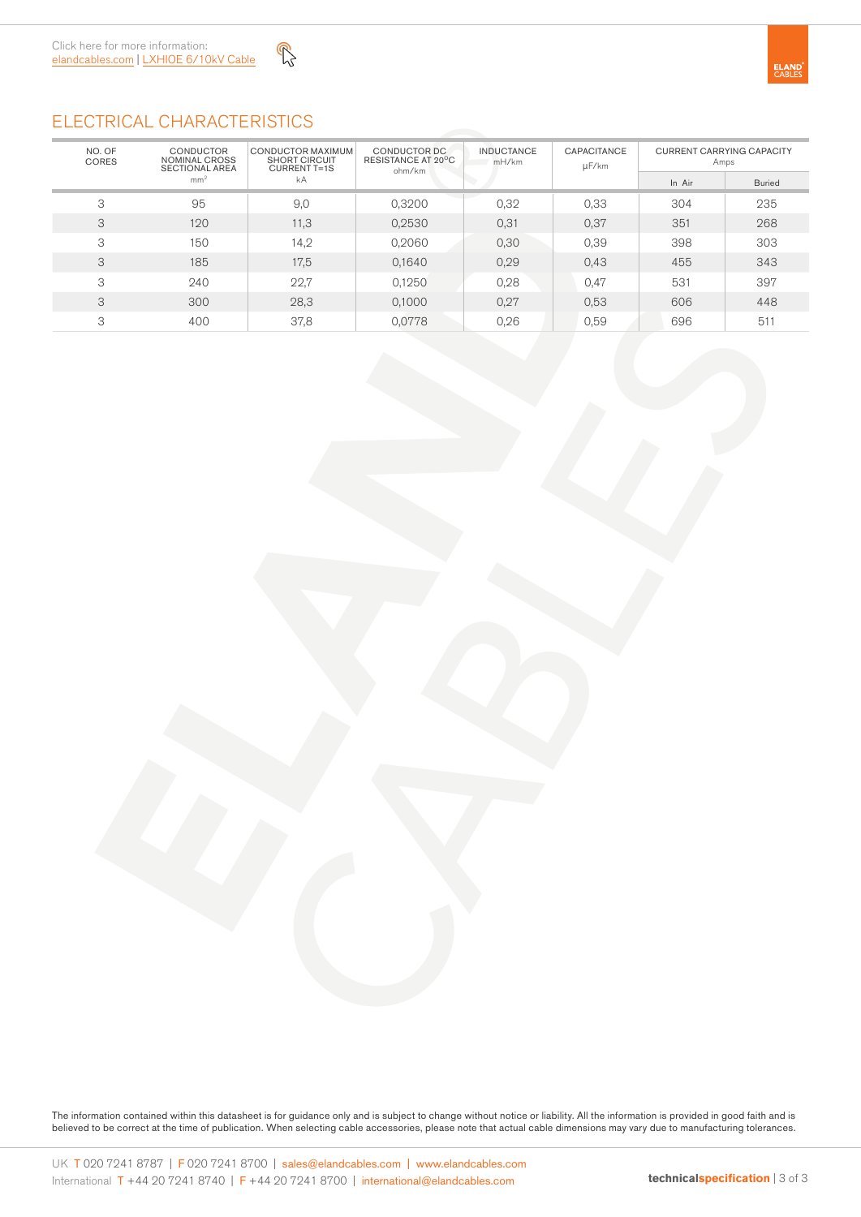Click here for more information:
elandcables.com | LXHIOE 6/10kV Cable

## ELECTRICAL CHARACTERISTICS

| NO. OF CORES | CONDUCTOR NOMINAL CROSS SECTIONAL AREA mm² | CONDUCTOR MAXIMUM SHORT CIRCUIT CURRENT T=1S kA | CONDUCTOR DC RESISTANCE AT 20°C ohm/km | INDUCTANCE mH/km | CAPACITANCE µF/km | CURRENT CARRYING CAPACITY Amps | |
|---|---|---|---|---|---|---|---|
| | | | | | | In Air | Buried |
| 3 | 95 | 9,0 | 0,3200 | 0,32 | 0,33 | 304 | 235 |
| 3 | 120 | 11,3 | 0,2530 | 0,31 | 0,37 | 351 | 268 |
| 3 | 150 | 14,2 | 0,2060 | 0,30 | 0,39 | 398 | 303 |
| 3 | 185 | 17,5 | 0,1640 | 0,29 | 0,43 | 455 | 343 |
| 3 | 240 | 22,7 | 0,1250 | 0,28 | 0,47 | 531 | 397 |
| 3 | 300 | 28,3 | 0,1000 | 0,27 | 0,53 | 606 | 448 |
| 3 | 400 | 37,8 | 0,0778 | 0,26 | 0,59 | 696 | 511 |

The information contained within this datasheet is for guidance only and is subject to change without notice or liability. All the information is provided in good faith and is believed to be correct at the time of publication. When selecting cable accessories, please note that actual cable dimensions may vary due to manufacturing tolerances.

UK T 020 7241 8787 | F 020 7241 8700 | sales@elandcables.com | www.elandcables.com
International T +44 20 7241 8740 | F +44 20 7241 8700 | international@elandcables.com